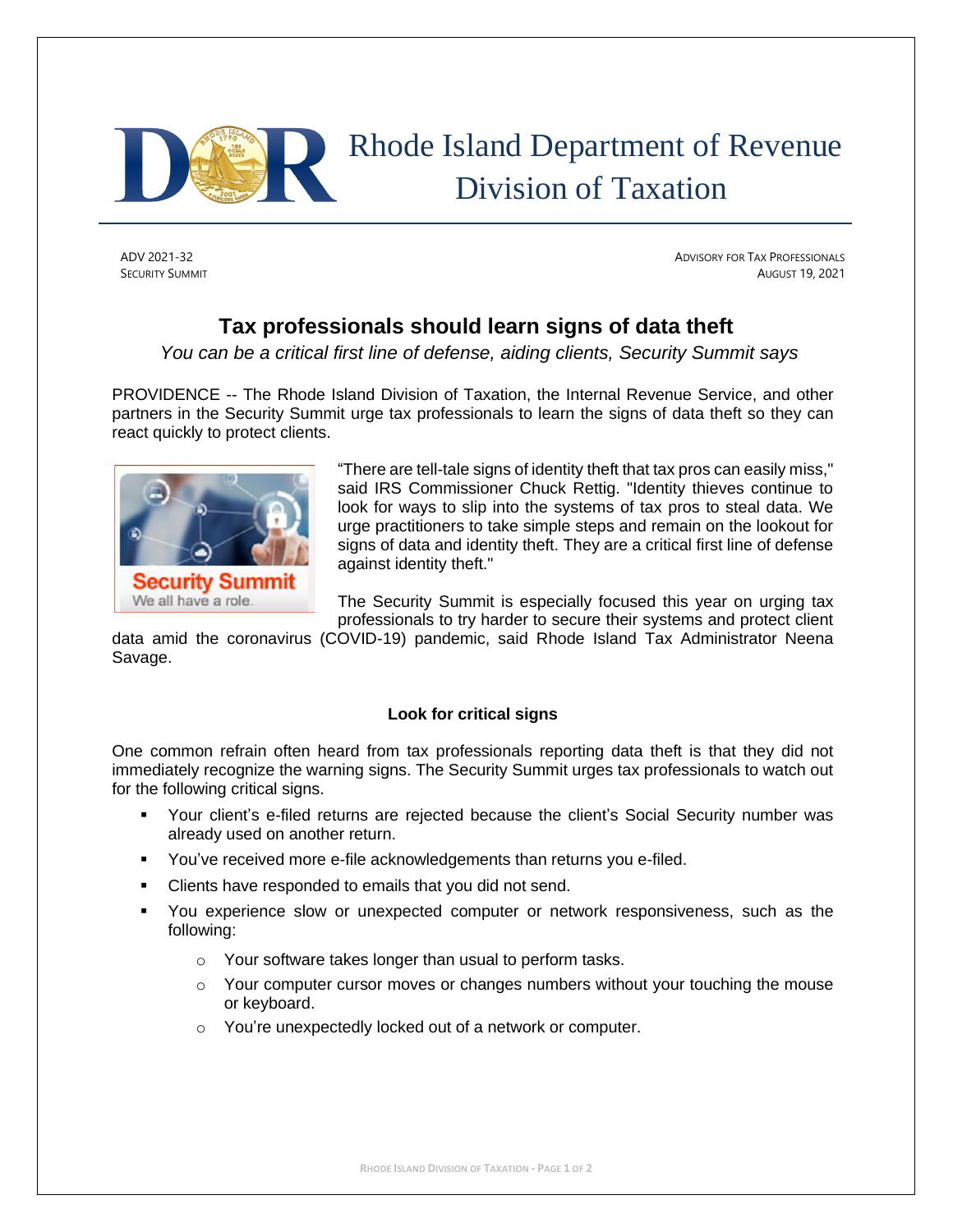# Rhode Island Department of Revenue
## Division of Taxation

ADV 2021-32
SECURITY SUMMIT

ADVISORY FOR TAX PROFESSIONALS
AUGUST 19, 2021

## Tax professionals should learn signs of data theft

*You can be a critical first line of defense, aiding clients, Security Summit says*

PROVIDENCE -- The Rhode Island Division of Taxation, the Internal Revenue Service, and other partners in the Security Summit urge tax professionals to learn the signs of data theft so they can react quickly to protect clients.

"There are tell-tale signs of identity theft that tax pros can easily miss," said IRS Commissioner Chuck Rettig. "Identity thieves continue to look for ways to slip into the systems of tax pros to steal data. We urge practitioners to take simple steps and remain on the lookout for signs of data and identity theft. They are a critical first line of defense against identity theft."

The Security Summit is especially focused this year on urging tax professionals to try harder to secure their systems and protect client data amid the coronavirus (COVID-19) pandemic, said Rhode Island Tax Administrator Neena Savage.

### Look for critical signs

One common refrain often heard from tax professionals reporting data theft is that they did not immediately recognize the warning signs. The Security Summit urges tax professionals to watch out for the following critical signs.

- Your client's e-filed returns are rejected because the client's Social Security number was already used on another return.
- You've received more e-file acknowledgements than returns you e-filed.
- Clients have responded to emails that you did not send.
- You experience slow or unexpected computer or network responsiveness, such as the following:
  - Your software takes longer than usual to perform tasks.
  - Your computer cursor moves or changes numbers without your touching the mouse or keyboard.
  - You're unexpectedly locked out of a network or computer.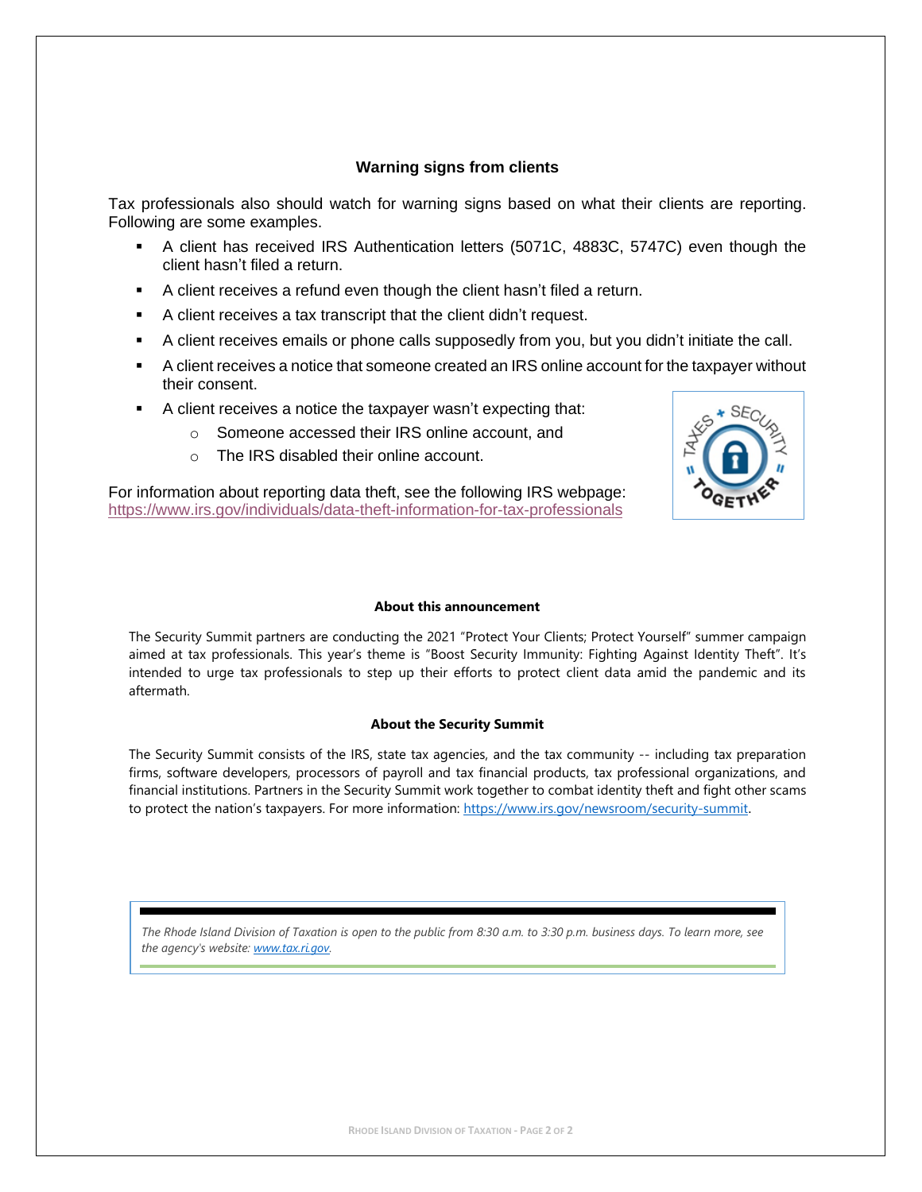## Warning signs from clients

Tax professionals also should watch for warning signs based on what their clients are reporting. Following are some examples.

- A client has received IRS Authentication letters (5071C, 4883C, 5747C) even though the client hasn't filed a return.
- A client receives a refund even though the client hasn't filed a return.
- A client receives a tax transcript that the client didn't request.
- A client receives emails or phone calls supposedly from you, but you didn't initiate the call.
- A client receives a notice that someone created an IRS online account for the taxpayer without their consent.
- A client receives a notice the taxpayer wasn't expecting that:
  - Someone accessed their IRS online account, and
  - The IRS disabled their online account.

For information about reporting data theft, see the following IRS webpage: https://www.irs.gov/individuals/data-theft-information-for-tax-professionals

#### About this announcement

The Security Summit partners are conducting the 2021 "Protect Your Clients; Protect Yourself" summer campaign aimed at tax professionals. This year's theme is "Boost Security Immunity: Fighting Against Identity Theft". It's intended to urge tax professionals to step up their efforts to protect client data amid the pandemic and its aftermath.

#### About the Security Summit

The Security Summit consists of the IRS, state tax agencies, and the tax community -- including tax preparation firms, software developers, processors of payroll and tax financial products, tax professional organizations, and financial institutions. Partners in the Security Summit work together to combat identity theft and fight other scams to protect the nation's taxpayers. For more information: https://www.irs.gov/newsroom/security-summit.

*The Rhode Island Division of Taxation is open to the public from 8:30 a.m. to 3:30 p.m. business days. To learn more, see the agency's website: www.tax.ri.gov.*